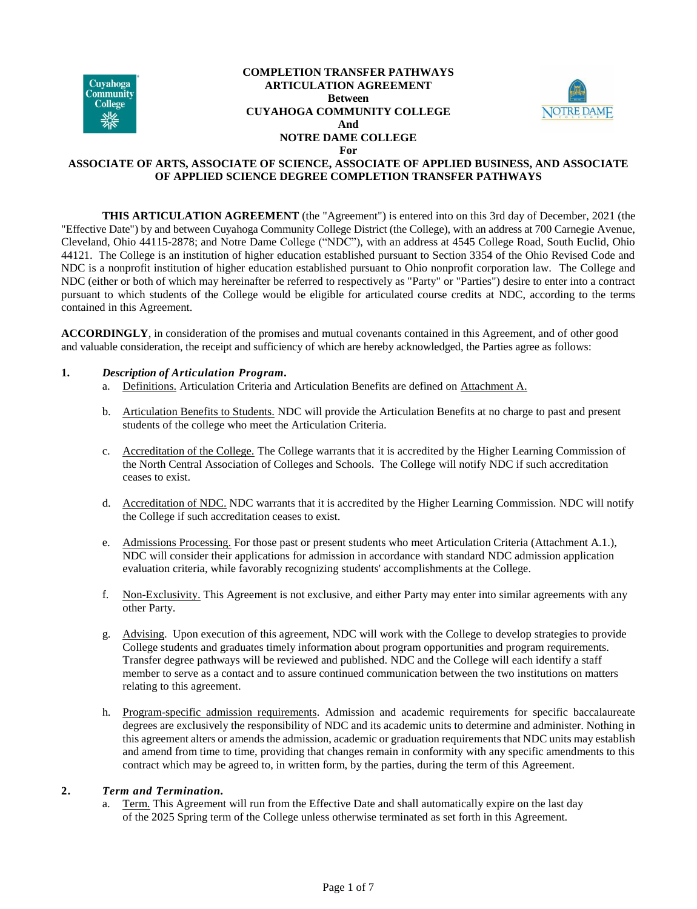# COMPLETION TRANSFER PATHWAYS ARTICULATION AGREEMENT Between CUYAHOGA COMMUNITY COLLEGE And NOTRE DAME COLLEGE For ASSOCIATE OF ARTS, ASSOCIATE OF SCIENCE, ASSOCIATE OF APPLIED BUSINESS, AND ASSOCIATE OF APPLIED SCIENCE DEGREE COMPLETION TRANSFER PATHWAYS

**THIS ARTICULATION AGREEMENT** (the "Agreement") is entered into on this 3rd day of December, 2021 (the "Effective Date") by and between Cuyahoga Community College District (the College), with an address at 700 Carnegie Avenue, Cleveland, Ohio 44115-2878; and Notre Dame College ("NDC"), with an address at 4545 College Road, South Euclid, Ohio 44121. The College is an institution of higher education established pursuant to Section 3354 of the Ohio Revised Code and NDC is a nonprofit institution of higher education established pursuant to Ohio nonprofit corporation law. The College and NDC (either or both of which may hereinafter be referred to respectively as "Party" or "Parties") desire to enter into a contract pursuant to which students of the College would be eligible for articulated course credits at NDC, according to the terms contained in this Agreement.

**ACCORDINGLY**, in consideration of the promises and mutual covenants contained in this Agreement, and of other good and valuable consideration, the receipt and sufficiency of which are hereby acknowledged, the Parties agree as follows:

**1.** ***Description of Articulation Program.***

a. Definitions. Articulation Criteria and Articulation Benefits are defined on Attachment A.

b. Articulation Benefits to Students. NDC will provide the Articulation Benefits at no charge to past and present students of the college who meet the Articulation Criteria.

c. Accreditation of the College. The College warrants that it is accredited by the Higher Learning Commission of the North Central Association of Colleges and Schools. The College will notify NDC if such accreditation ceases to exist.

d. Accreditation of NDC. NDC warrants that it is accredited by the Higher Learning Commission. NDC will notify the College if such accreditation ceases to exist.

e. Admissions Processing. For those past or present students who meet Articulation Criteria (Attachment A.1.), NDC will consider their applications for admission in accordance with standard NDC admission application evaluation criteria, while favorably recognizing students' accomplishments at the College.

f. Non-Exclusivity. This Agreement is not exclusive, and either Party may enter into similar agreements with any other Party.

g. Advising. Upon execution of this agreement, NDC will work with the College to develop strategies to provide College students and graduates timely information about program opportunities and program requirements. Transfer degree pathways will be reviewed and published. NDC and the College will each identify a staff member to serve as a contact and to assure continued communication between the two institutions on matters relating to this agreement.

h. Program-specific admission requirements. Admission and academic requirements for specific baccalaureate degrees are exclusively the responsibility of NDC and its academic units to determine and administer. Nothing in this agreement alters or amends the admission, academic or graduation requirements that NDC units may establish and amend from time to time, providing that changes remain in conformity with any specific amendments to this contract which may be agreed to, in written form, by the parties, during the term of this Agreement.

**2.** ***Term and Termination.***

a. Term. This Agreement will run from the Effective Date and shall automatically expire on the last day of the 2025 Spring term of the College unless otherwise terminated as set forth in this Agreement.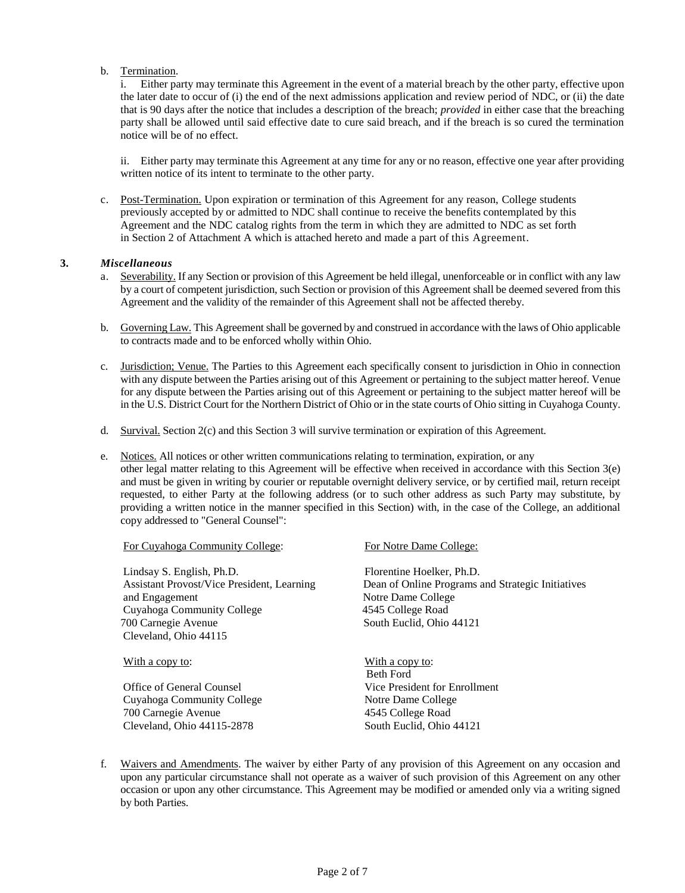b. Termination.

i. Either party may terminate this Agreement in the event of a material breach by the other party, effective upon the later date to occur of (i) the end of the next admissions application and review period of NDC, or (ii) the date that is 90 days after the notice that includes a description of the breach; *provided* in either case that the breaching party shall be allowed until said effective date to cure said breach, and if the breach is so cured the termination notice will be of no effect.

ii. Either party may terminate this Agreement at any time for any or no reason, effective one year after providing written notice of its intent to terminate to the other party.

c. Post-Termination. Upon expiration or termination of this Agreement for any reason, College students previously accepted by or admitted to NDC shall continue to receive the benefits contemplated by this Agreement and the NDC catalog rights from the term in which they are admitted to NDC as set forth in Section 2 of Attachment A which is attached hereto and made a part of this Agreement.

**3.** ***Miscellaneous***

a. Severability. If any Section or provision of this Agreement be held illegal, unenforceable or in conflict with any law by a court of competent jurisdiction, such Section or provision of this Agreement shall be deemed severed from this Agreement and the validity of the remainder of this Agreement shall not be affected thereby.

b. Governing Law. This Agreement shall be governed by and construed in accordance with the laws of Ohio applicable to contracts made and to be enforced wholly within Ohio.

c. Jurisdiction; Venue. The Parties to this Agreement each specifically consent to jurisdiction in Ohio in connection with any dispute between the Parties arising out of this Agreement or pertaining to the subject matter hereof. Venue for any dispute between the Parties arising out of this Agreement or pertaining to the subject matter hereof will be in the U.S. District Court for the Northern District of Ohio or in the state courts of Ohio sitting in Cuyahoga County.

d. Survival. Section 2(c) and this Section 3 will survive termination or expiration of this Agreement.

e. Notices. All notices or other written communications relating to termination, expiration, or any other legal matter relating to this Agreement will be effective when received in accordance with this Section 3(e) and must be given in writing by courier or reputable overnight delivery service, or by certified mail, return receipt requested, to either Party at the following address (or to such other address as such Party may substitute, by providing a written notice in the manner specified in this Section) with, in the case of the College, an additional copy addressed to "General Counsel":

For Cuyahoga Community College:

Lindsay S. English, Ph.D.
Assistant Provost/Vice President, Learning and Engagement
Cuyahoga Community College
700 Carnegie Avenue
Cleveland, Ohio 44115

With a copy to:

Office of General Counsel
Cuyahoga Community College
700 Carnegie Avenue
Cleveland, Ohio 44115-2878

For Notre Dame College:

Florentine Hoelker, Ph.D.
Dean of Online Programs and Strategic Initiatives
Notre Dame College
4545 College Road
South Euclid, Ohio 44121

With a copy to:

Beth Ford
Vice President for Enrollment
Notre Dame College
4545 College Road
South Euclid, Ohio 44121

f. Waivers and Amendments. The waiver by either Party of any provision of this Agreement on any occasion and upon any particular circumstance shall not operate as a waiver of such provision of this Agreement on any other occasion or upon any other circumstance. This Agreement may be modified or amended only via a writing signed by both Parties.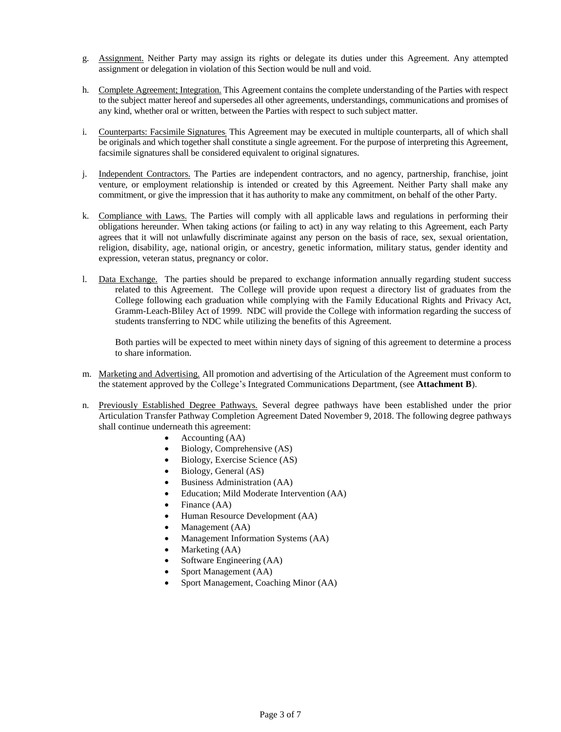g. Assignment. Neither Party may assign its rights or delegate its duties under this Agreement. Any attempted assignment or delegation in violation of this Section would be null and void.

h. Complete Agreement; Integration. This Agreement contains the complete understanding of the Parties with respect to the subject matter hereof and supersedes all other agreements, understandings, communications and promises of any kind, whether oral or written, between the Parties with respect to such subject matter.

i. Counterparts: Facsimile Signatures. This Agreement may be executed in multiple counterparts, all of which shall be originals and which together shall constitute a single agreement. For the purpose of interpreting this Agreement, facsimile signatures shall be considered equivalent to original signatures.

j. Independent Contractors. The Parties are independent contractors, and no agency, partnership, franchise, joint venture, or employment relationship is intended or created by this Agreement. Neither Party shall make any commitment, or give the impression that it has authority to make any commitment, on behalf of the other Party.

k. Compliance with Laws. The Parties will comply with all applicable laws and regulations in performing their obligations hereunder. When taking actions (or failing to act) in any way relating to this Agreement, each Party agrees that it will not unlawfully discriminate against any person on the basis of race, sex, sexual orientation, religion, disability, age, national origin, or ancestry, genetic information, military status, gender identity and expression, veteran status, pregnancy or color.

l. Data Exchange. The parties should be prepared to exchange information annually regarding student success related to this Agreement. The College will provide upon request a directory list of graduates from the College following each graduation while complying with the Family Educational Rights and Privacy Act, Gramm-Leach-Bliley Act of 1999. NDC will provide the College with information regarding the success of students transferring to NDC while utilizing the benefits of this Agreement.

   Both parties will be expected to meet within ninety days of signing of this agreement to determine a process to share information.

m. Marketing and Advertising. All promotion and advertising of the Articulation of the Agreement must conform to the statement approved by the College's Integrated Communications Department, (see **Attachment B**).

n. Previously Established Degree Pathways. Several degree pathways have been established under the prior Articulation Transfer Pathway Completion Agreement Dated November 9, 2018. The following degree pathways shall continue underneath this agreement:

   - Accounting (AA)
   - Biology, Comprehensive (AS)
   - Biology, Exercise Science (AS)
   - Biology, General (AS)
   - Business Administration (AA)
   - Education; Mild Moderate Intervention (AA)
   - Finance (AA)
   - Human Resource Development (AA)
   - Management (AA)
   - Management Information Systems (AA)
   - Marketing (AA)
   - Software Engineering (AA)
   - Sport Management (AA)
   - Sport Management, Coaching Minor (AA)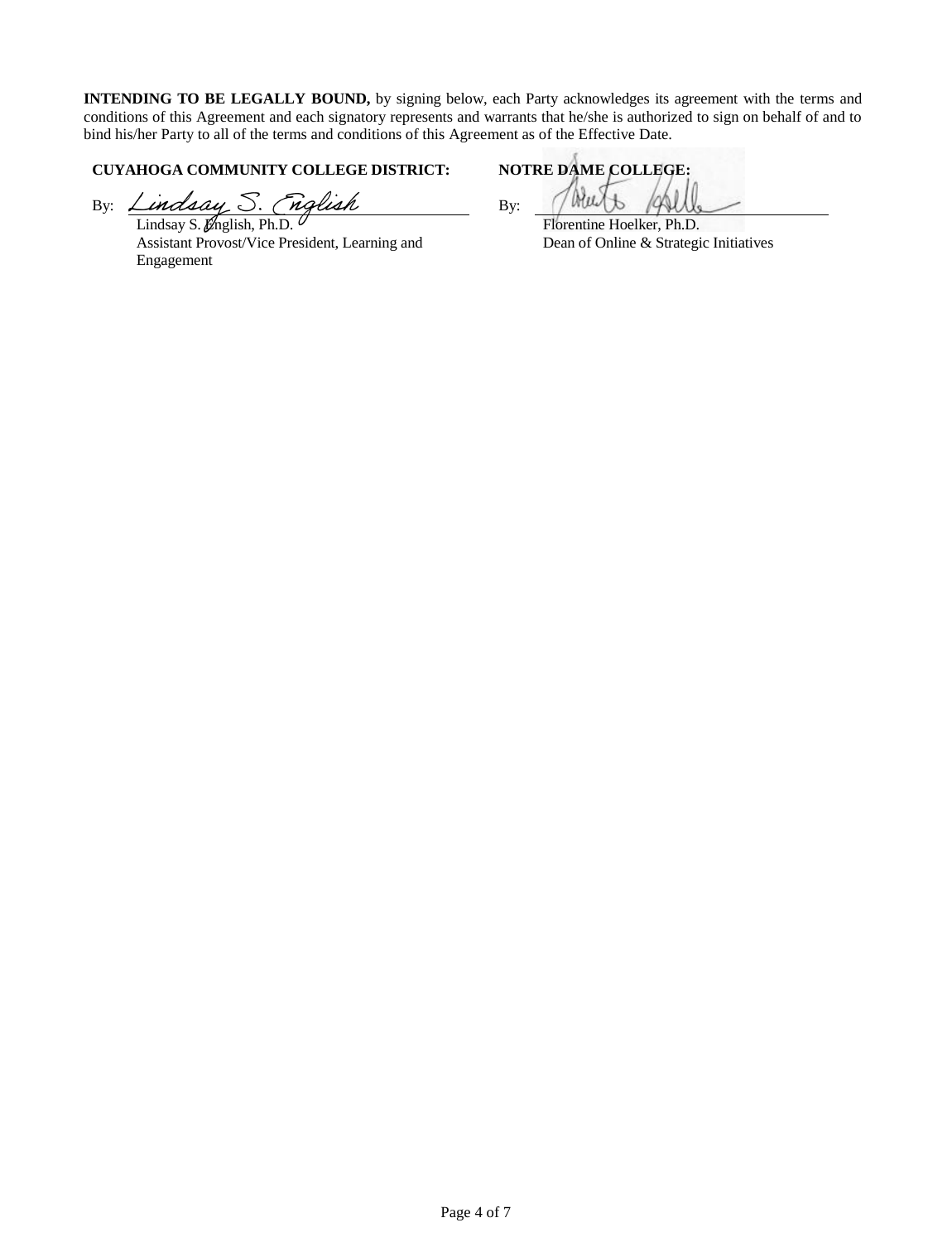**INTENDING TO BE LEGALLY BOUND,** by signing below, each Party acknowledges its agreement with the terms and conditions of this Agreement and each signatory represents and warrants that he/she is authorized to sign on behalf of and to bind his/her Party to all of the terms and conditions of this Agreement as of the Effective Date.

**CUYAHOGA COMMUNITY COLLEGE DISTRICT:**

By: *Lindsay S. English*

Lindsay S. English, Ph.D.
Assistant Provost/Vice President, Learning and Engagement

**NOTRE DAME COLLEGE:**

By: ______________________________

Florentine Hoelker, Ph.D.
Dean of Online & Strategic Initiatives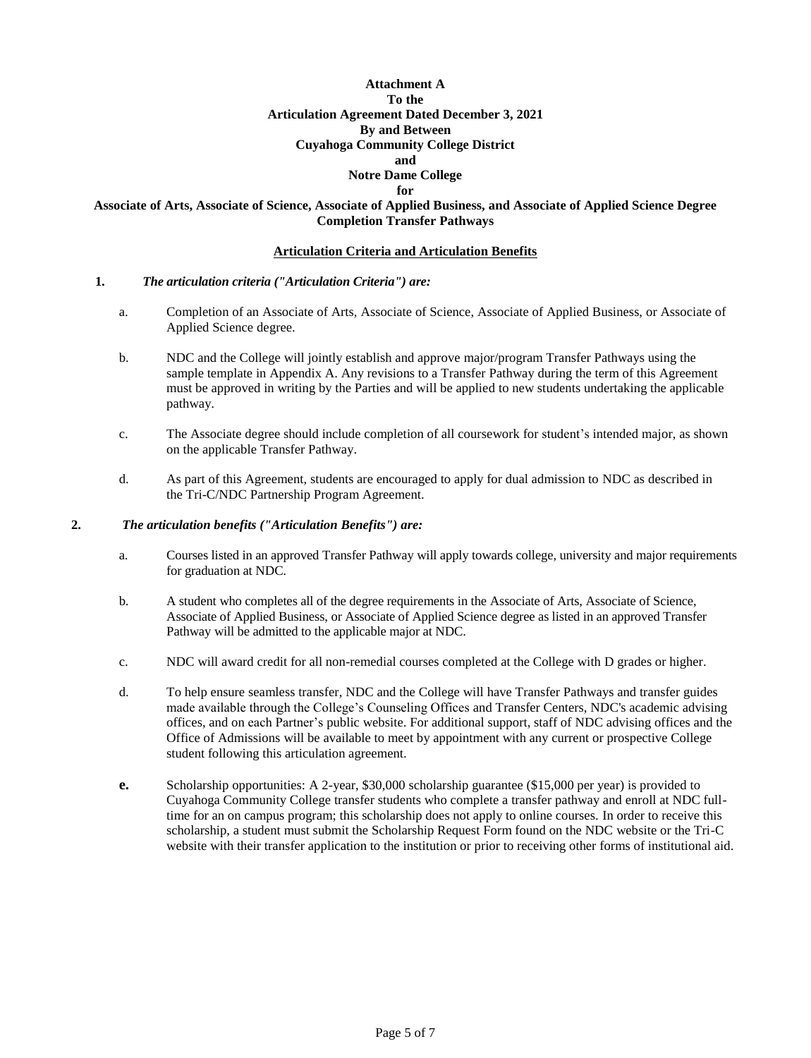**Attachment A**
**To the**
**Articulation Agreement Dated December 3, 2021**
**By and Between**
**Cuyahoga Community College District**
**and**
**Notre Dame College**
**for**
**Associate of Arts, Associate of Science, Associate of Applied Business, and Associate of Applied Science Degree Completion Transfer Pathways**

**Articulation Criteria and Articulation Benefits**

**1.** ***The articulation criteria ("Articulation Criteria") are:***

a. Completion of an Associate of Arts, Associate of Science, Associate of Applied Business, or Associate of Applied Science degree.

b. NDC and the College will jointly establish and approve major/program Transfer Pathways using the sample template in Appendix A. Any revisions to a Transfer Pathway during the term of this Agreement must be approved in writing by the Parties and will be applied to new students undertaking the applicable pathway.

c. The Associate degree should include completion of all coursework for student's intended major, as shown on the applicable Transfer Pathway.

d. As part of this Agreement, students are encouraged to apply for dual admission to NDC as described in the Tri-C/NDC Partnership Program Agreement.

**2.** ***The articulation benefits ("Articulation Benefits") are:***

a. Courses listed in an approved Transfer Pathway will apply towards college, university and major requirements for graduation at NDC.

b. A student who completes all of the degree requirements in the Associate of Arts, Associate of Science, Associate of Applied Business, or Associate of Applied Science degree as listed in an approved Transfer Pathway will be admitted to the applicable major at NDC.

c. NDC will award credit for all non-remedial courses completed at the College with D grades or higher.

d. To help ensure seamless transfer, NDC and the College will have Transfer Pathways and transfer guides made available through the College's Counseling Offices and Transfer Centers, NDC's academic advising offices, and on each Partner's public website. For additional support, staff of NDC advising offices and the Office of Admissions will be available to meet by appointment with any current or prospective College student following this articulation agreement.

**e.** Scholarship opportunities: A 2-year, $30,000 scholarship guarantee ($15,000 per year) is provided to Cuyahoga Community College transfer students who complete a transfer pathway and enroll at NDC full-time for an on campus program; this scholarship does not apply to online courses. In order to receive this scholarship, a student must submit the Scholarship Request Form found on the NDC website or the Tri-C website with their transfer application to the institution or prior to receiving other forms of institutional aid.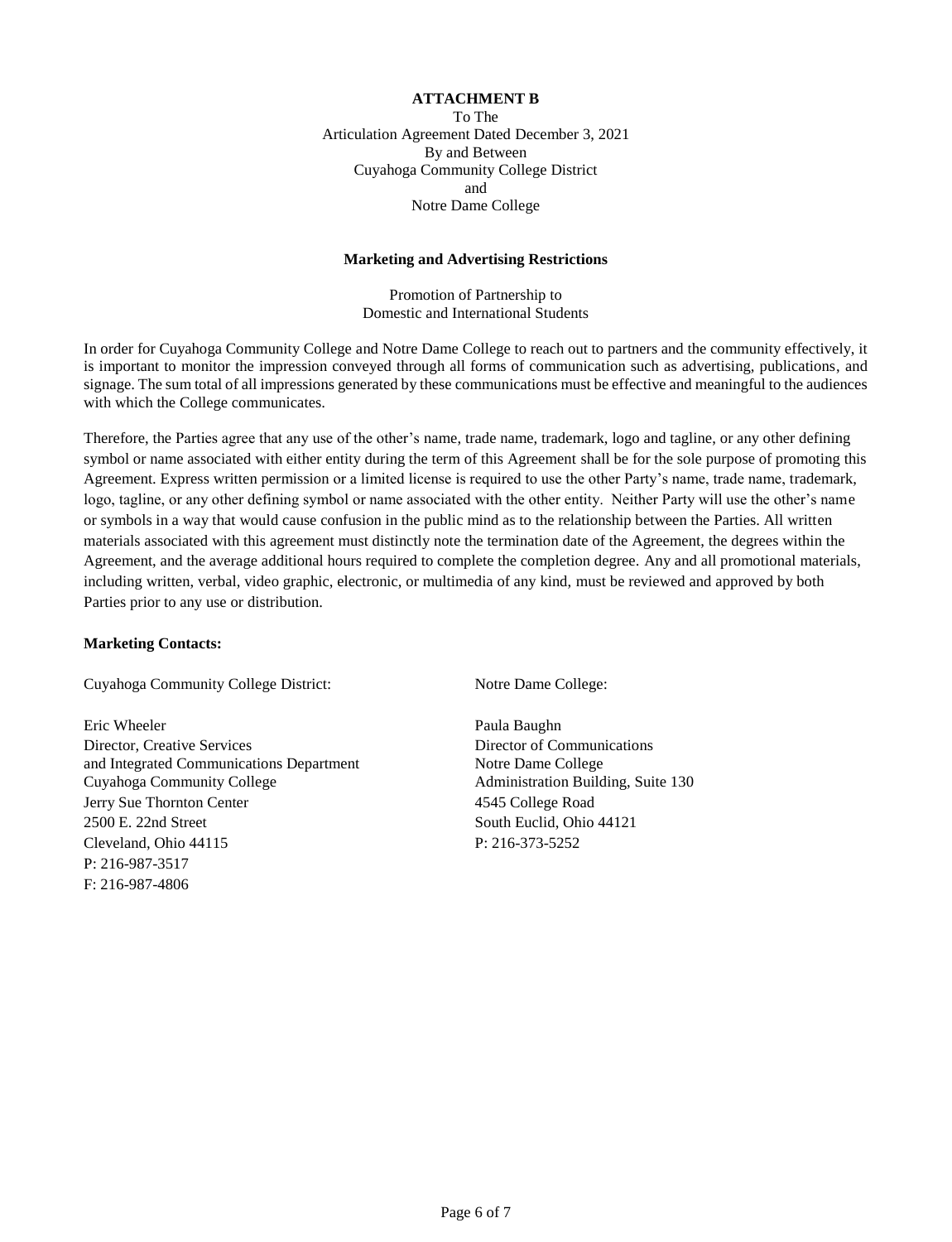**ATTACHMENT B**

To The
Articulation Agreement Dated December 3, 2021
By and Between
Cuyahoga Community College District
and
Notre Dame College

**Marketing and Advertising Restrictions**

Promotion of Partnership to
Domestic and International Students

In order for Cuyahoga Community College and Notre Dame College to reach out to partners and the community effectively, it is important to monitor the impression conveyed through all forms of communication such as advertising, publications, and signage. The sum total of all impressions generated by these communications must be effective and meaningful to the audiences with which the College communicates.

Therefore, the Parties agree that any use of the other's name, trade name, trademark, logo and tagline, or any other defining symbol or name associated with either entity during the term of this Agreement shall be for the sole purpose of promoting this Agreement. Express written permission or a limited license is required to use the other Party's name, trade name, trademark, logo, tagline, or any other defining symbol or name associated with the other entity. Neither Party will use the other's name or symbols in a way that would cause confusion in the public mind as to the relationship between the Parties. All written materials associated with this agreement must distinctly note the termination date of the Agreement, the degrees within the Agreement, and the average additional hours required to complete the completion degree. Any and all promotional materials, including written, verbal, video graphic, electronic, or multimedia of any kind, must be reviewed and approved by both Parties prior to any use or distribution.

**Marketing Contacts:**

Cuyahoga Community College District:

Eric Wheeler
Director, Creative Services
and Integrated Communications Department
Cuyahoga Community College
Jerry Sue Thornton Center
2500 E. 22nd Street
Cleveland, Ohio 44115
P: 216-987-3517
F: 216-987-4806

Notre Dame College:

Paula Baughn
Director of Communications
Notre Dame College
Administration Building, Suite 130
4545 College Road
South Euclid, Ohio 44121
P: 216-373-5252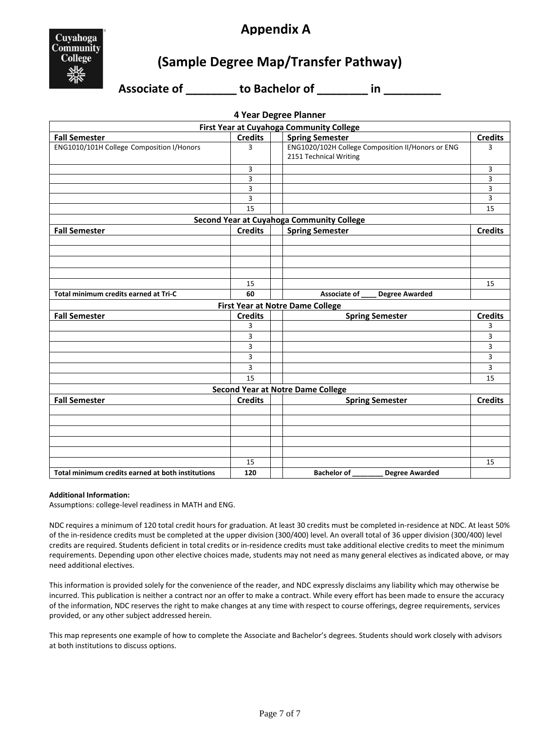# Appendix A

## (Sample Degree Map/Transfer Pathway)

### Associate of ________ to Bachelor of ________ in _________

**4 Year Degree Planner**

| | | | | |
|---|---|---|---|---|
| **First Year at Cuyahoga Community College** | | | | |
| **Fall Semester** | **Credits** | | **Spring Semester** | **Credits** |
| ENG1010/101H College Composition I/Honors | 3 | | ENG1020/102H College Composition II/Honors or ENG 2151 Technical Writing | 3 |
| | 3 | | | 3 |
| | 3 | | | 3 |
| | 3 | | | 3 |
| | 3 | | | 3 |
| | 15 | | | 15 |
| **Second Year at Cuyahoga Community College** | | | | |
| **Fall Semester** | **Credits** | | **Spring Semester** | **Credits** |
| | | | | |
| | | | | |
| | | | | |
| | | | | |
| | 15 | | | 15 |
| **Total minimum credits earned at Tri-C** | **60** | | **Associate of ____ Degree Awarded** | |
| **First Year at Notre Dame College** | | | | |
| **Fall Semester** | **Credits** | | **Spring Semester** | **Credits** |
| | 3 | | | 3 |
| | 3 | | | 3 |
| | 3 | | | 3 |
| | 3 | | | 3 |
| | 3 | | | 3 |
| | 15 | | | 15 |
| **Second Year at Notre Dame College** | | | | |
| **Fall Semester** | **Credits** | | **Spring Semester** | **Credits** |
| | | | | |
| | | | | |
| | | | | |
| | | | | |
| | | | | |
| | 15 | | | 15 |
| **Total minimum credits earned at both institutions** | **120** | | **Bachelor of ________ Degree Awarded** | |

**Additional Information:**
Assumptions: college-level readiness in MATH and ENG.

NDC requires a minimum of 120 total credit hours for graduation. At least 30 credits must be completed in-residence at NDC. At least 50% of the in-residence credits must be completed at the upper division (300/400) level. An overall total of 36 upper division (300/400) level credits are required. Students deficient in total credits or in-residence credits must take additional elective credits to meet the minimum requirements. Depending upon other elective choices made, students may not need as many general electives as indicated above, or may need additional electives.

This information is provided solely for the convenience of the reader, and NDC expressly disclaims any liability which may otherwise be incurred. This publication is neither a contract nor an offer to make a contract. While every effort has been made to ensure the accuracy of the information, NDC reserves the right to make changes at any time with respect to course offerings, degree requirements, services provided, or any other subject addressed herein.

This map represents one example of how to complete the Associate and Bachelor's degrees. Students should work closely with advisors at both institutions to discuss options.